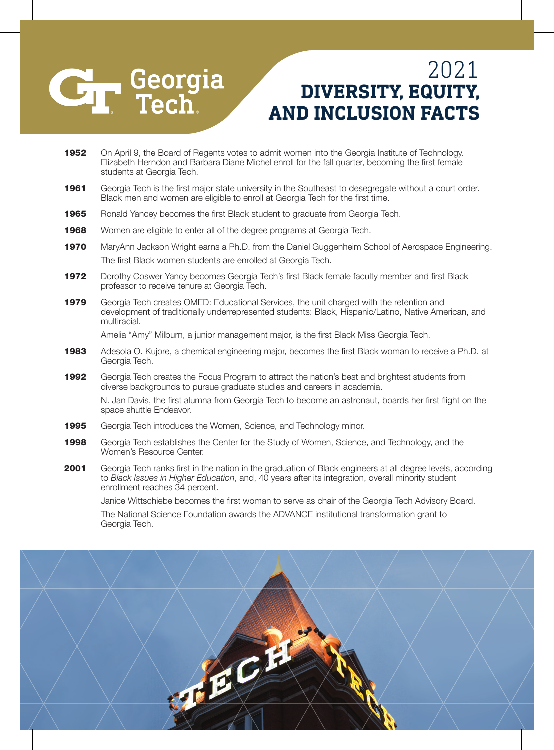Georgia Tech

# 2021 DIVERSITY, EQUITY, AND INCLUSION FACTS

**1952** On April 9, the Board of Regents votes to admit women into the Georgia Institute of Technology. Elizabeth Herndon and Barbara Diane Michel enroll for the fall quarter, becoming the first female students at Georgia Tech.

**1961** Georgia Tech is the first major state university in the Southeast to desegregate without a court order. Black men and women are eligible to enroll at Georgia Tech for the first time.

**1965** Ronald Yancey becomes the first Black student to graduate from Georgia Tech.

**1968** Women are eligible to enter all of the degree programs at Georgia Tech.

**1970** MaryAnn Jackson Wright earns a Ph.D. from the Daniel Guggenheim School of Aerospace Engineering.

The first Black women students are enrolled at Georgia Tech.

**1972** Dorothy Coswer Yancy becomes Georgia Tech's first Black female faculty member and first Black professor to receive tenure at Georgia Tech.

**1979** Georgia Tech creates OMED: Educational Services, the unit charged with the retention and development of traditionally underrepresented students: Black, Hispanic/Latino, Native American, and multiracial.

Amelia "Amy" Milburn, a junior management major, is the first Black Miss Georgia Tech.

**1983** Adesola O. Kujore, a chemical engineering major, becomes the first Black woman to receive a Ph.D. at Georgia Tech.

**1992** Georgia Tech creates the Focus Program to attract the nation's best and brightest students from diverse backgrounds to pursue graduate studies and careers in academia.

N. Jan Davis, the first alumna from Georgia Tech to become an astronaut, boards her first flight on the space shuttle Endeavor.

**1995** Georgia Tech introduces the Women, Science, and Technology minor.

**1998** Georgia Tech establishes the Center for the Study of Women, Science, and Technology, and the Women's Resource Center.

**2001** Georgia Tech ranks first in the nation in the graduation of Black engineers at all degree levels, according to *Black Issues in Higher Education*, and, 40 years after its integration, overall minority student enrollment reaches 34 percent.

Janice Wittschiebe becomes the first woman to serve as chair of the Georgia Tech Advisory Board.

The National Science Foundation awards the ADVANCE institutional transformation grant to Georgia Tech.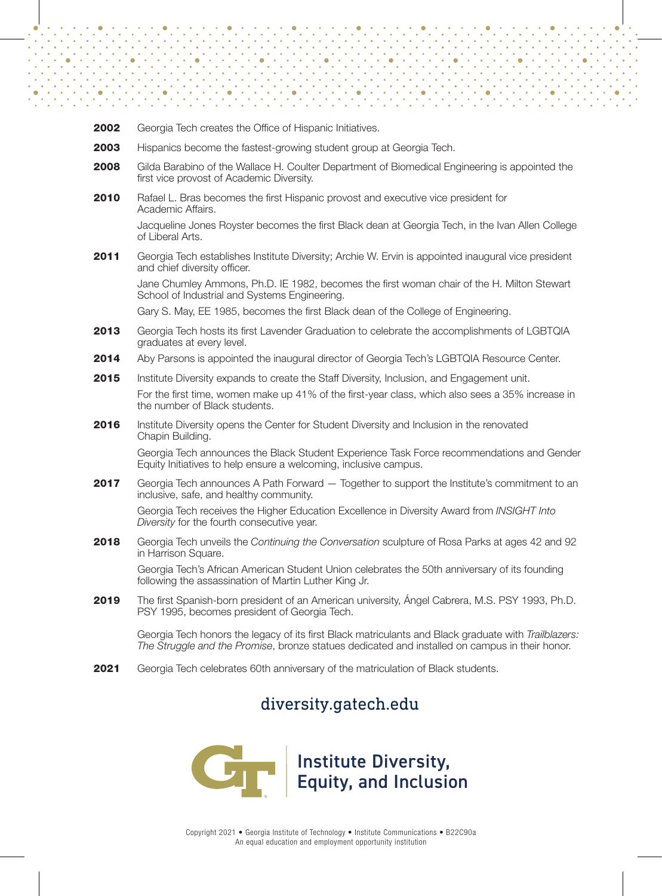**2002** Georgia Tech creates the Office of Hispanic Initiatives.

**2003** Hispanics become the fastest-growing student group at Georgia Tech.

**2008** Gilda Barabino of the Wallace H. Coulter Department of Biomedical Engineering is appointed the first vice provost of Academic Diversity.

**2010** Rafael L. Bras becomes the first Hispanic provost and executive vice president for Academic Affairs.

Jacqueline Jones Royster becomes the first Black dean at Georgia Tech, in the Ivan Allen College of Liberal Arts.

**2011** Georgia Tech establishes Institute Diversity; Archie W. Ervin is appointed inaugural vice president and chief diversity officer.

Jane Chumley Ammons, Ph.D. IE 1982, becomes the first woman chair of the H. Milton Stewart School of Industrial and Systems Engineering.

Gary S. May, EE 1985, becomes the first Black dean of the College of Engineering.

**2013** Georgia Tech hosts its first Lavender Graduation to celebrate the accomplishments of LGBTQIA graduates at every level.

**2014** Aby Parsons is appointed the inaugural director of Georgia Tech's LGBTQIA Resource Center.

**2015** Institute Diversity expands to create the Staff Diversity, Inclusion, and Engagement unit.

For the first time, women make up 41% of the first-year class, which also sees a 35% increase in the number of Black students.

**2016** Institute Diversity opens the Center for Student Diversity and Inclusion in the renovated Chapin Building.

Georgia Tech announces the Black Student Experience Task Force recommendations and Gender Equity Initiatives to help ensure a welcoming, inclusive campus.

**2017** Georgia Tech announces A Path Forward — Together to support the Institute's commitment to an inclusive, safe, and healthy community.

Georgia Tech receives the Higher Education Excellence in Diversity Award from *INSIGHT Into Diversity* for the fourth consecutive year.

**2018** Georgia Tech unveils the *Continuing the Conversation* sculpture of Rosa Parks at ages 42 and 92 in Harrison Square.

Georgia Tech's African American Student Union celebrates the 50th anniversary of its founding following the assassination of Martin Luther King Jr.

**2019** The first Spanish-born president of an American university, Ángel Cabrera, M.S. PSY 1993, Ph.D. PSY 1995, becomes president of Georgia Tech.

Georgia Tech honors the legacy of its first Black matriculants and Black graduate with *Trailblazers: The Struggle and the Promise*, bronze statues dedicated and installed on campus in their honor.

**2021** Georgia Tech celebrates 60th anniversary of the matriculation of Black students.

diversity.gatech.edu

Institute Diversity, Equity, and Inclusion

Copyright 2021 • Georgia Institute of Technology • Institute Communications • B22C90a
An equal education and employment opportunity institution